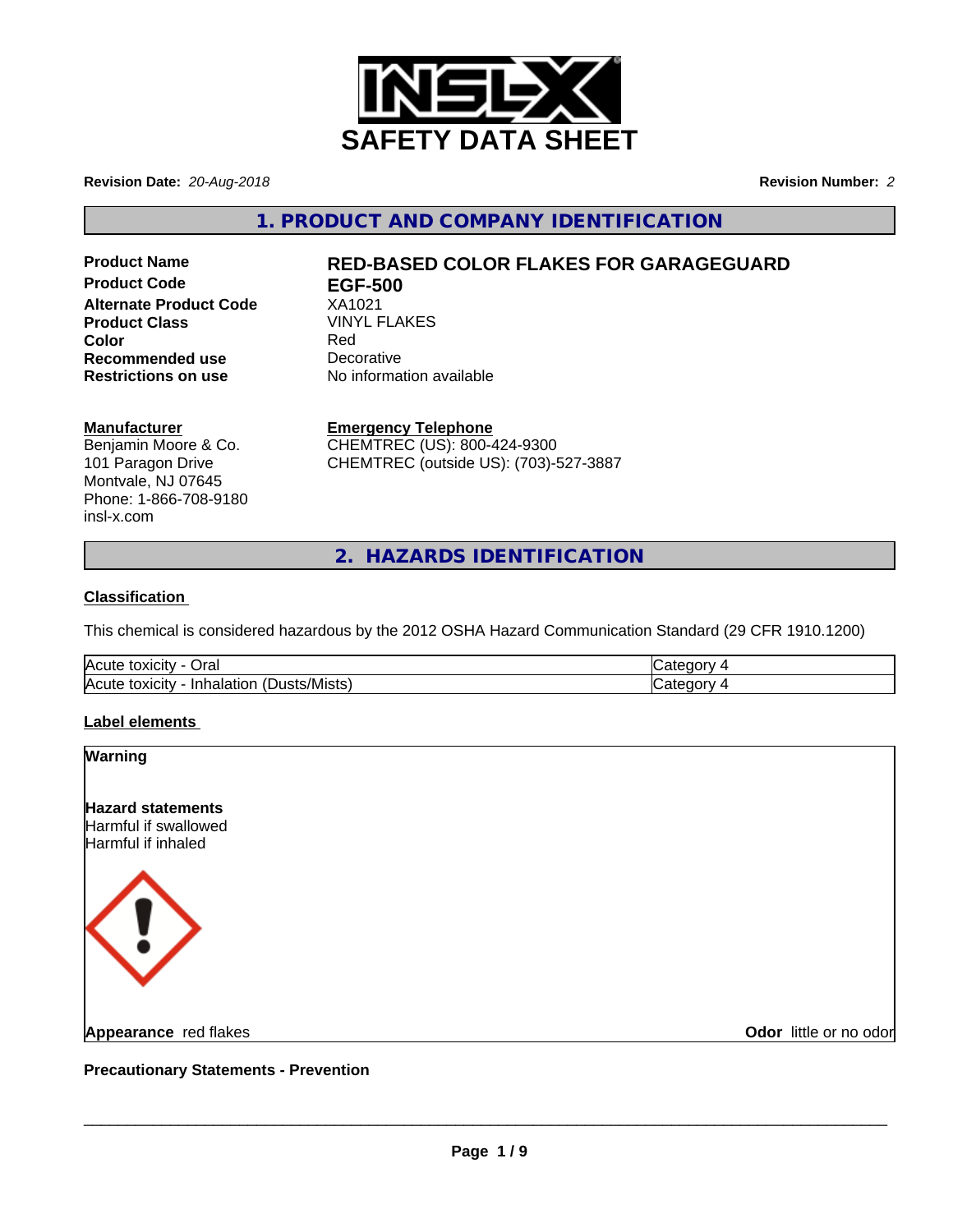# SAFETY DATA SHEET

**Revision Date:** *20-Aug-2018*

**Revision Number:** *2*

## 1. PRODUCT AND COMPANY IDENTIFICATION

**Product Name** **RED-BASED COLOR FLAKES FOR GARAGEGUARD**
**Product Code** **EGF-500**
**Alternate Product Code** XA1021
**Product Class** VINYL FLAKES
**Color** Red
**Recommended use** Decorative
**Restrictions on use** No information available

**Manufacturer**
Benjamin Moore & Co.
101 Paragon Drive
Montvale, NJ 07645
Phone: 1-866-708-9180
insl-x.com

**Emergency Telephone**
CHEMTREC (US): 800-424-9300
CHEMTREC (outside US): (703)-527-3887

## 2. HAZARDS IDENTIFICATION

### Classification

This chemical is considered hazardous by the 2012 OSHA Hazard Communication Standard (29 CFR 1910.1200)

| | |
|---|---|
| Acute toxicity - Oral | Category 4 |
| Acute toxicity - Inhalation (Dusts/Mists) | Category 4 |

### Label elements

**Warning**

**Hazard statements**
Harmful if swallowed
Harmful if inhaled

**Appearance** red flakes

**Odor** little or no odor

**Precautionary Statements - Prevention**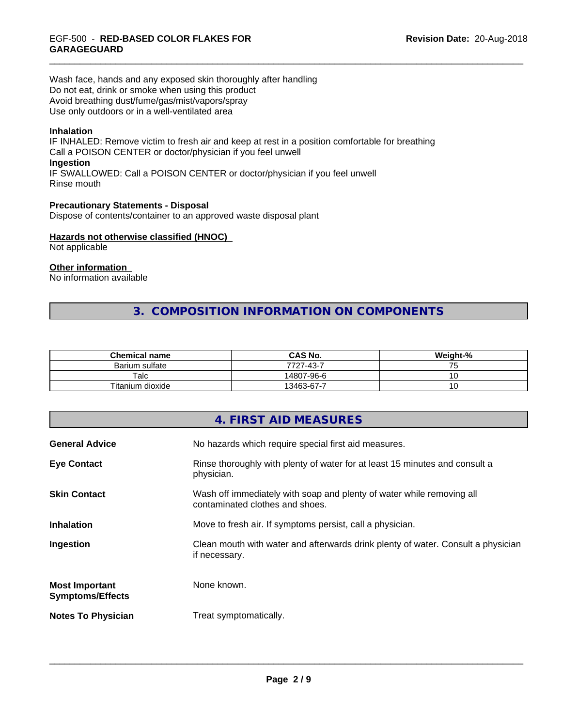Wash face, hands and any exposed skin thoroughly after handling
Do not eat, drink or smoke when using this product
Avoid breathing dust/fume/gas/mist/vapors/spray
Use only outdoors or in a well-ventilated area

**Inhalation**
IF INHALED: Remove victim to fresh air and keep at rest in a position comfortable for breathing
Call a POISON CENTER or doctor/physician if you feel unwell
**Ingestion**
IF SWALLOWED: Call a POISON CENTER or doctor/physician if you feel unwell
Rinse mouth

**Precautionary Statements - Disposal**
Dispose of contents/container to an approved waste disposal plant

**Hazards not otherwise classified (HNOC)**
Not applicable

**Other information**
No information available

## 3. COMPOSITION INFORMATION ON COMPONENTS

| Chemical name | CAS No. | Weight-% |
|---|---|---|
| Barium sulfate | 7727-43-7 | 75 |
| Talc | 14807-96-6 | 10 |
| Titanium dioxide | 13463-67-7 | 10 |

## 4. FIRST AID MEASURES

**General Advice** No hazards which require special first aid measures.

**Eye Contact** Rinse thoroughly with plenty of water for at least 15 minutes and consult a physician.

**Skin Contact** Wash off immediately with soap and plenty of water while removing all contaminated clothes and shoes.

**Inhalation** Move to fresh air. If symptoms persist, call a physician.

**Ingestion** Clean mouth with water and afterwards drink plenty of water. Consult a physician if necessary.

**Most Important Symptoms/Effects** None known.

**Notes To Physician** Treat symptomatically.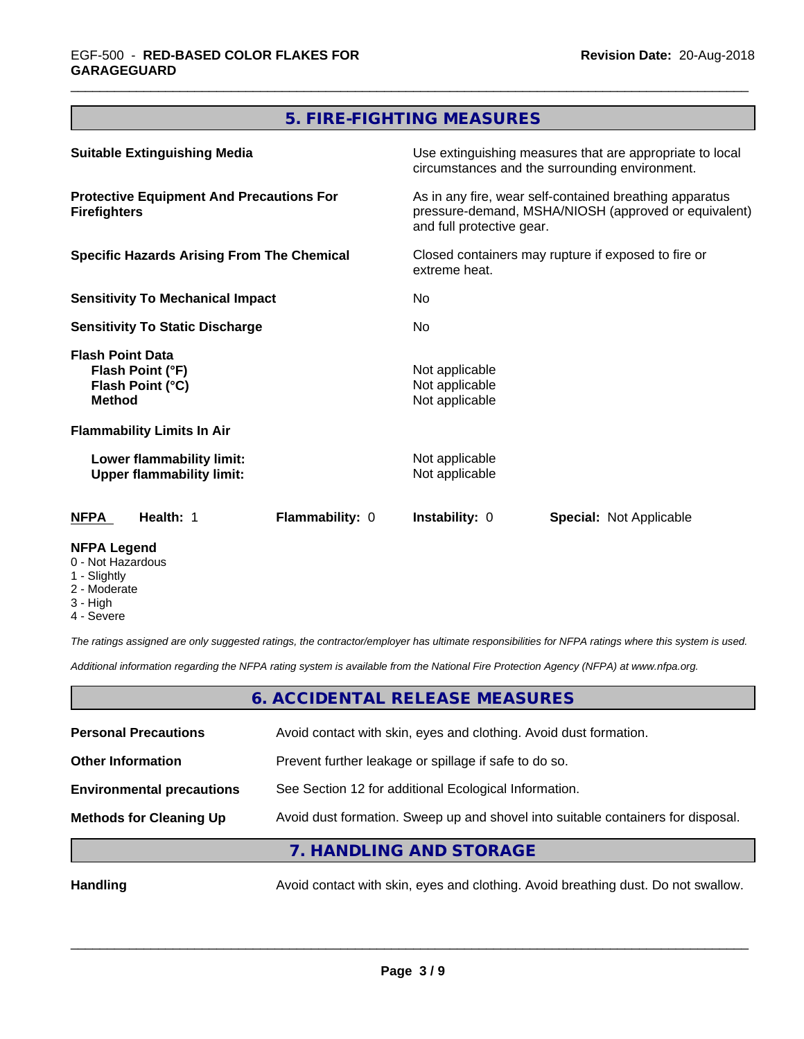## 5. FIRE-FIGHTING MEASURES

| | |
|---|---|
| **Suitable Extinguishing Media** | Use extinguishing measures that are appropriate to local circumstances and the surrounding environment. |
| **Protective Equipment And Precautions For Firefighters** | As in any fire, wear self-contained breathing apparatus pressure-demand, MSHA/NIOSH (approved or equivalent) and full protective gear. |
| **Specific Hazards Arising From The Chemical** | Closed containers may rupture if exposed to fire or extreme heat. |
| **Sensitivity To Mechanical Impact** | No |
| **Sensitivity To Static Discharge** | No |

**Flash Point Data**

| | |
|---|---|
| **Flash Point (°F)** | Not applicable |
| **Flash Point (°C)** | Not applicable |
| **Method** | Not applicable |

**Flammability Limits In Air**

| | |
|---|---|
| **Lower flammability limit:** | Not applicable |
| **Upper flammability limit:** | Not applicable |

| **NFPA** | **Health:** 1 | **Flammability:** 0 | **Instability:** 0 | **Special:** Not Applicable |
|---|---|---|---|---|

**NFPA Legend**
- 0 - Not Hazardous
- 1 - Slightly
- 2 - Moderate
- 3 - High
- 4 - Severe

*The ratings assigned are only suggested ratings, the contractor/employer has ultimate responsibilities for NFPA ratings where this system is used.*

*Additional information regarding the NFPA rating system is available from the National Fire Protection Agency (NFPA) at www.nfpa.org.*

## 6. ACCIDENTAL RELEASE MEASURES

| | |
|---|---|
| **Personal Precautions** | Avoid contact with skin, eyes and clothing. Avoid dust formation. |
| **Other Information** | Prevent further leakage or spillage if safe to do so. |
| **Environmental precautions** | See Section 12 for additional Ecological Information. |
| **Methods for Cleaning Up** | Avoid dust formation. Sweep up and shovel into suitable containers for disposal. |

## 7. HANDLING AND STORAGE

| | |
|---|---|
| **Handling** | Avoid contact with skin, eyes and clothing. Avoid breathing dust. Do not swallow. |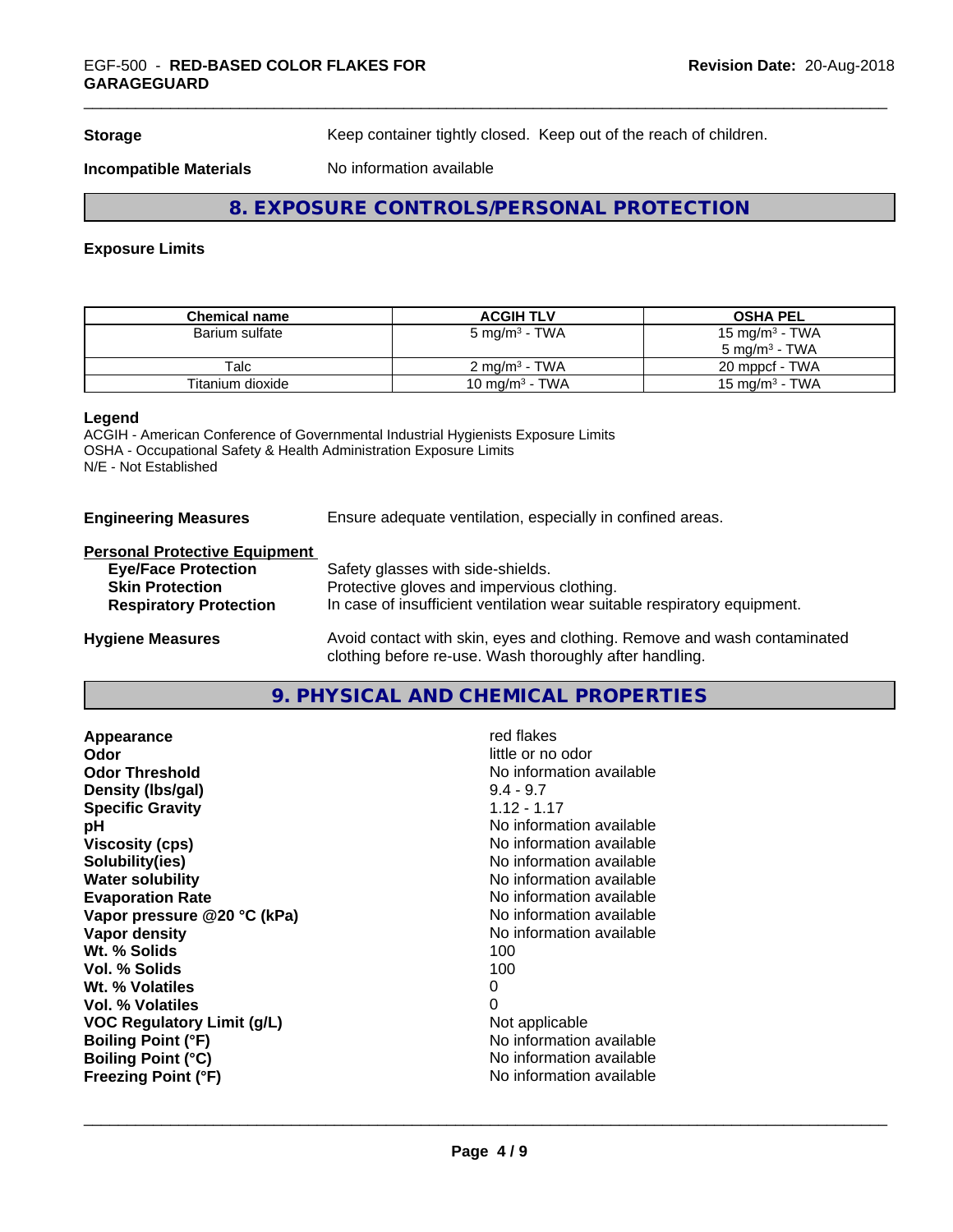**Storage** Keep container tightly closed. Keep out of the reach of children.

**Incompatible Materials** No information available

## 8. EXPOSURE CONTROLS/PERSONAL PROTECTION

### Exposure Limits

| Chemical name | ACGIH TLV | OSHA PEL |
|---|---|---|
| Barium sulfate | 5 mg/m³ - TWA | 15 mg/m³ - TWA<br>5 mg/m³ - TWA |
| Talc | 2 mg/m³ - TWA | 20 mppcf - TWA |
| Titanium dioxide | 10 mg/m³ - TWA | 15 mg/m³ - TWA |

**Legend**
ACGIH - American Conference of Governmental Industrial Hygienists Exposure Limits
OSHA - Occupational Safety & Health Administration Exposure Limits
N/E - Not Established

**Engineering Measures** Ensure adequate ventilation, especially in confined areas.

**Personal Protective Equipment**

- **Eye/Face Protection** Safety glasses with side-shields.
- **Skin Protection** Protective gloves and impervious clothing.
- **Respiratory Protection** In case of insufficient ventilation wear suitable respiratory equipment.

**Hygiene Measures** Avoid contact with skin, eyes and clothing. Remove and wash contaminated clothing before re-use. Wash thoroughly after handling.

## 9. PHYSICAL AND CHEMICAL PROPERTIES

| | |
|---|---|
| **Appearance** | red flakes |
| **Odor** | little or no odor |
| **Odor Threshold** | No information available |
| **Density (lbs/gal)** | 9.4 - 9.7 |
| **Specific Gravity** | 1.12 - 1.17 |
| **pH** | No information available |
| **Viscosity (cps)** | No information available |
| **Solubility(ies)** | No information available |
| **Water solubility** | No information available |
| **Evaporation Rate** | No information available |
| **Vapor pressure @20 °C (kPa)** | No information available |
| **Vapor density** | No information available |
| **Wt. % Solids** | 100 |
| **Vol. % Solids** | 100 |
| **Wt. % Volatiles** | 0 |
| **Vol. % Volatiles** | 0 |
| **VOC Regulatory Limit (g/L)** | Not applicable |
| **Boiling Point (°F)** | No information available |
| **Boiling Point (°C)** | No information available |
| **Freezing Point (°F)** | No information available |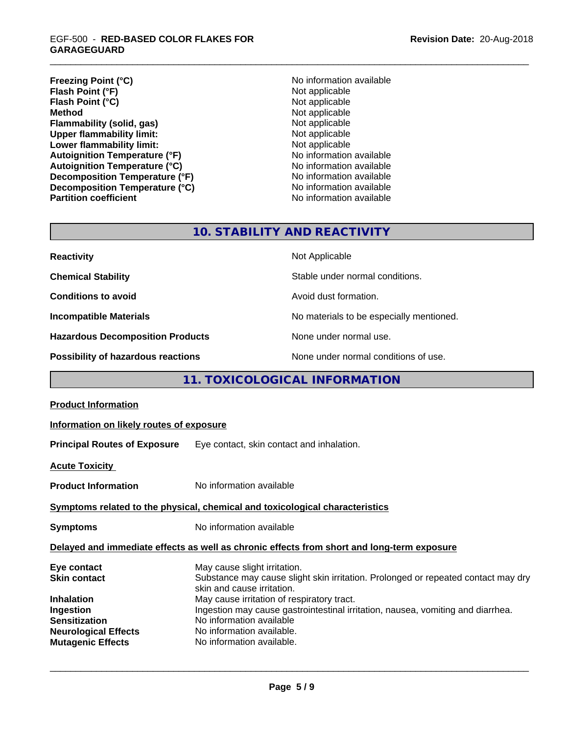| | |
|---|---|
| **Freezing Point (°C)** | No information available |
| **Flash Point (°F)** | Not applicable |
| **Flash Point (°C)** | Not applicable |
| **Method** | Not applicable |
| **Flammability (solid, gas)** | Not applicable |
| **Upper flammability limit:** | Not applicable |
| **Lower flammability limit:** | Not applicable |
| **Autoignition Temperature (°F)** | No information available |
| **Autoignition Temperature (°C)** | No information available |
| **Decomposition Temperature (°F)** | No information available |
| **Decomposition Temperature (°C)** | No information available |
| **Partition coefficient** | No information available |

## 10. STABILITY AND REACTIVITY

| | |
|---|---|
| **Reactivity** | Not Applicable |
| **Chemical Stability** | Stable under normal conditions. |
| **Conditions to avoid** | Avoid dust formation. |
| **Incompatible Materials** | No materials to be especially mentioned. |
| **Hazardous Decomposition Products** | None under normal use. |
| **Possibility of hazardous reactions** | None under normal conditions of use. |

## 11. TOXICOLOGICAL INFORMATION

**Product Information**

**Information on likely routes of exposure**

**Principal Routes of Exposure** Eye contact, skin contact and inhalation.

**Acute Toxicity**

**Product Information** No information available

**Symptoms related to the physical, chemical and toxicological characteristics**

**Symptoms** No information available

**Delayed and immediate effects as well as chronic effects from short and long-term exposure**

| | |
|---|---|
| **Eye contact** | May cause slight irritation. |
| **Skin contact** | Substance may cause slight skin irritation. Prolonged or repeated contact may dry skin and cause irritation. |
| **Inhalation** | May cause irritation of respiratory tract. |
| **Ingestion** | Ingestion may cause gastrointestinal irritation, nausea, vomiting and diarrhea. |
| **Sensitization** | No information available |
| **Neurological Effects** | No information available. |
| **Mutagenic Effects** | No information available. |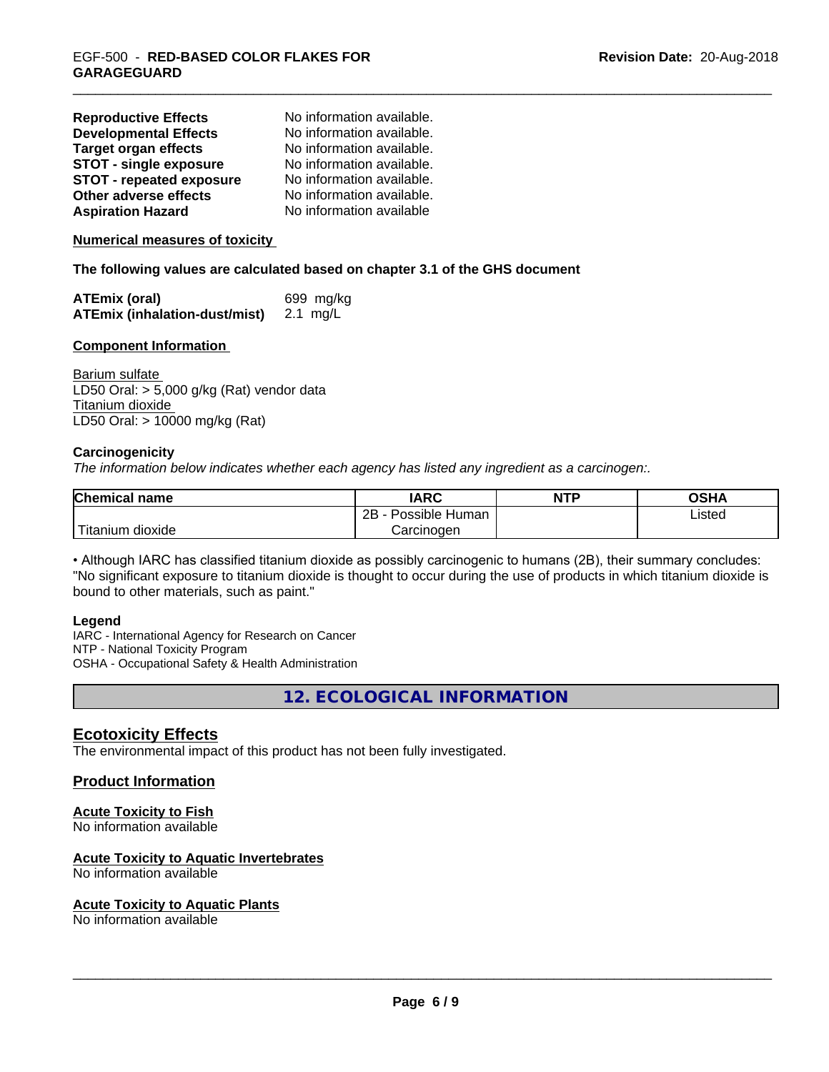| | |
|---|---|
| **Reproductive Effects** | No information available. |
| **Developmental Effects** | No information available. |
| **Target organ effects** | No information available. |
| **STOT - single exposure** | No information available. |
| **STOT - repeated exposure** | No information available. |
| **Other adverse effects** | No information available. |
| **Aspiration Hazard** | No information available |

**Numerical measures of toxicity**

**The following values are calculated based on chapter 3.1 of the GHS document**

| | |
|---|---|
| **ATEmix (oral)** | 699 mg/kg |
| **ATEmix (inhalation-dust/mist)** | 2.1 mg/L |

**Component Information**

Barium sulfate
LD50 Oral: > 5,000 g/kg (Rat) vendor data
Titanium dioxide
LD50 Oral: > 10000 mg/kg (Rat)

**Carcinogenicity**

*The information below indicates whether each agency has listed any ingredient as a carcinogen:.*

| Chemical name | IARC | NTP | OSHA |
|---|---|---|---|
| Titanium dioxide | 2B - Possible Human Carcinogen | | Listed |

• Although IARC has classified titanium dioxide as possibly carcinogenic to humans (2B), their summary concludes: "No significant exposure to titanium dioxide is thought to occur during the use of products in which titanium dioxide is bound to other materials, such as paint."

**Legend**

IARC - International Agency for Research on Cancer
NTP - National Toxicity Program
OSHA - Occupational Safety & Health Administration

## 12. ECOLOGICAL INFORMATION

### Ecotoxicity Effects

The environmental impact of this product has not been fully investigated.

### Product Information

**Acute Toxicity to Fish**
No information available

**Acute Toxicity to Aquatic Invertebrates**
No information available

**Acute Toxicity to Aquatic Plants**
No information available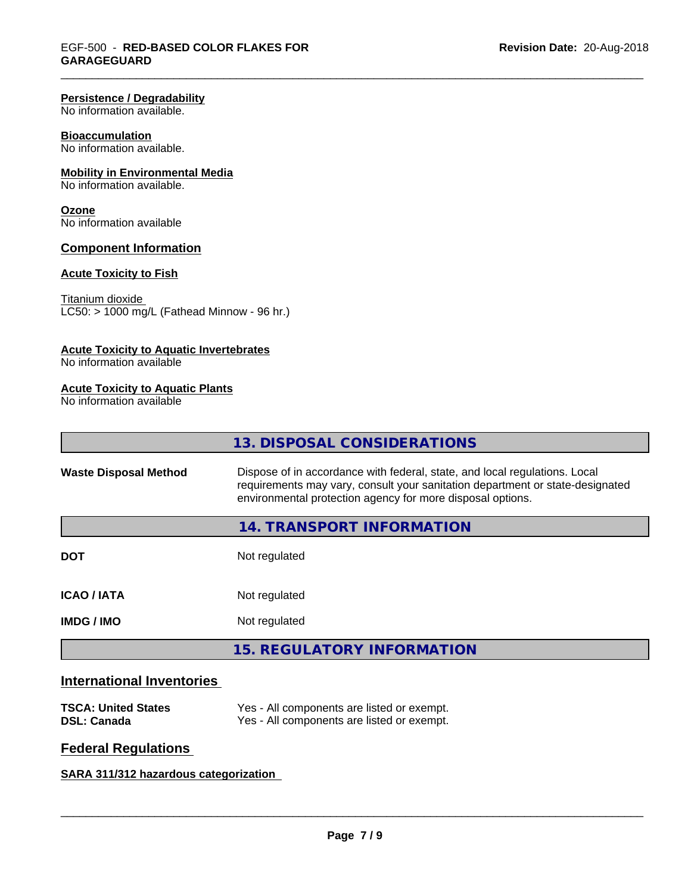**Persistence / Degradability**
No information available.

**Bioaccumulation**
No information available.

**Mobility in Environmental Media**
No information available.

**Ozone**
No information available

## Component Information

**Acute Toxicity to Fish**

Titanium dioxide
LC50: > 1000 mg/L (Fathead Minnow - 96 hr.)

**Acute Toxicity to Aquatic Invertebrates**
No information available

**Acute Toxicity to Aquatic Plants**
No information available

## 13. DISPOSAL CONSIDERATIONS

| | |
|---|---|
| **Waste Disposal Method** | Dispose of in accordance with federal, state, and local regulations. Local requirements may vary, consult your sanitation department or state-designated environmental protection agency for more disposal options. |

## 14. TRANSPORT INFORMATION

| | |
|---|---|
| **DOT** | Not regulated |
| **ICAO / IATA** | Not regulated |
| **IMDG / IMO** | Not regulated |

## 15. REGULATORY INFORMATION

### International Inventories

| | |
|---|---|
| **TSCA: United States** | Yes - All components are listed or exempt. |
| **DSL: Canada** | Yes - All components are listed or exempt. |

### Federal Regulations

**SARA 311/312 hazardous categorization**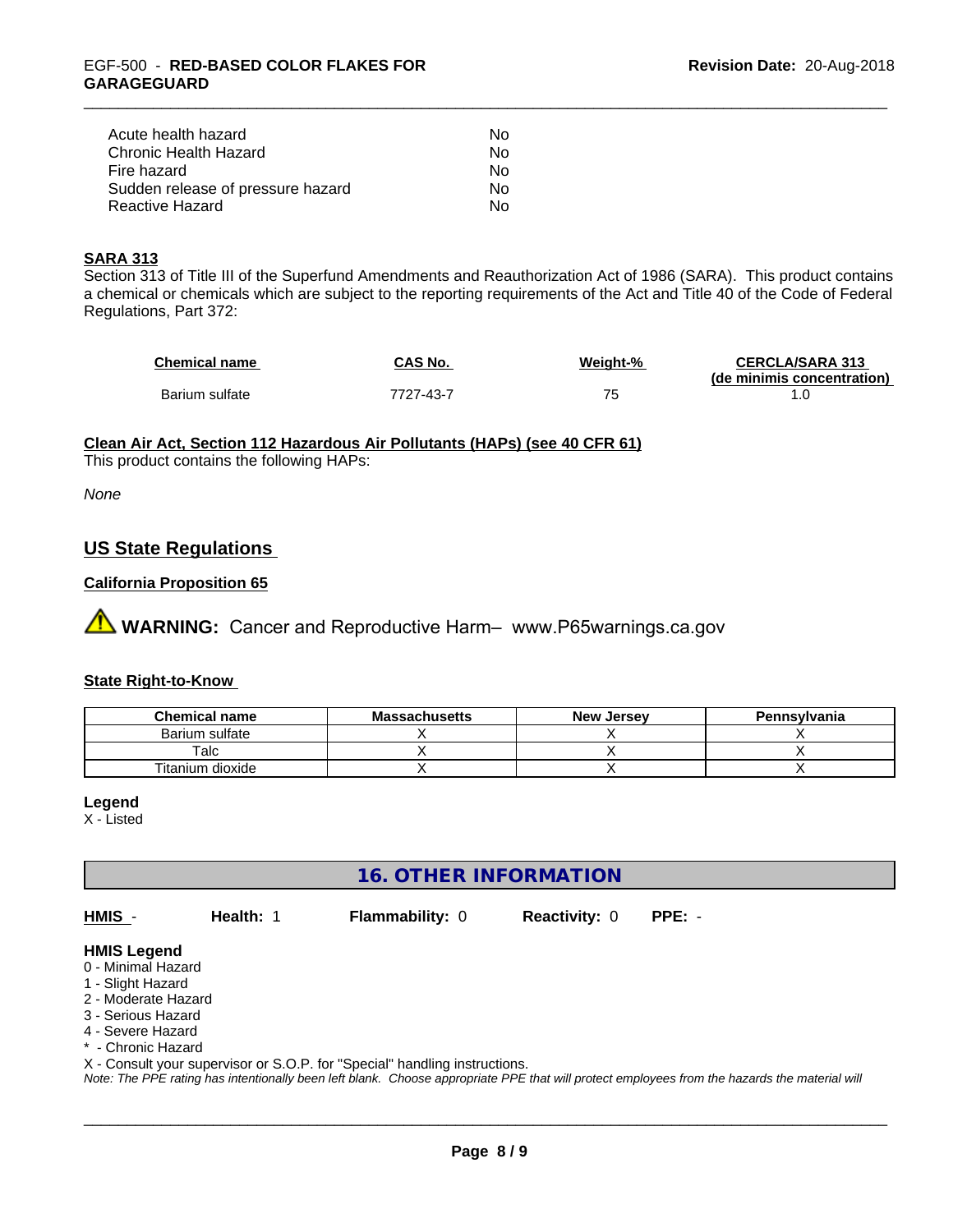| | |
|---|---|
| Acute health hazard | No |
| Chronic Health Hazard | No |
| Fire hazard | No |
| Sudden release of pressure hazard | No |
| Reactive Hazard | No |

**SARA 313**

Section 313 of Title III of the Superfund Amendments and Reauthorization Act of 1986 (SARA). This product contains a chemical or chemicals which are subject to the reporting requirements of the Act and Title 40 of the Code of Federal Regulations, Part 372:

| Chemical name | CAS No. | Weight-% | CERCLA/SARA 313 (de minimis concentration) |
|---|---|---|---|
| Barium sulfate | 7727-43-7 | 75 | 1.0 |

**Clean Air Act, Section 112 Hazardous Air Pollutants (HAPs) (see 40 CFR 61)**

This product contains the following HAPs:

*None*

## US State Regulations

**California Proposition 65**

⚠ **WARNING:** Cancer and Reproductive Harm– www.P65warnings.ca.gov

**State Right-to-Know**

| Chemical name | Massachusetts | New Jersey | Pennsylvania |
|---|---|---|---|
| Barium sulfate | X | X | X |
| Talc | X | X | X |
| Titanium dioxide | X | X | X |

**Legend**

X - Listed

## 16. OTHER INFORMATION

**HMIS** - **Health:** 1 **Flammability:** 0 **Reactivity:** 0 **PPE:** -

**HMIS Legend**

0 - Minimal Hazard
1 - Slight Hazard
2 - Moderate Hazard
3 - Serious Hazard
4 - Severe Hazard
* - Chronic Hazard
X - Consult your supervisor or S.O.P. for "Special" handling instructions.

*Note: The PPE rating has intentionally been left blank. Choose appropriate PPE that will protect employees from the hazards the material will*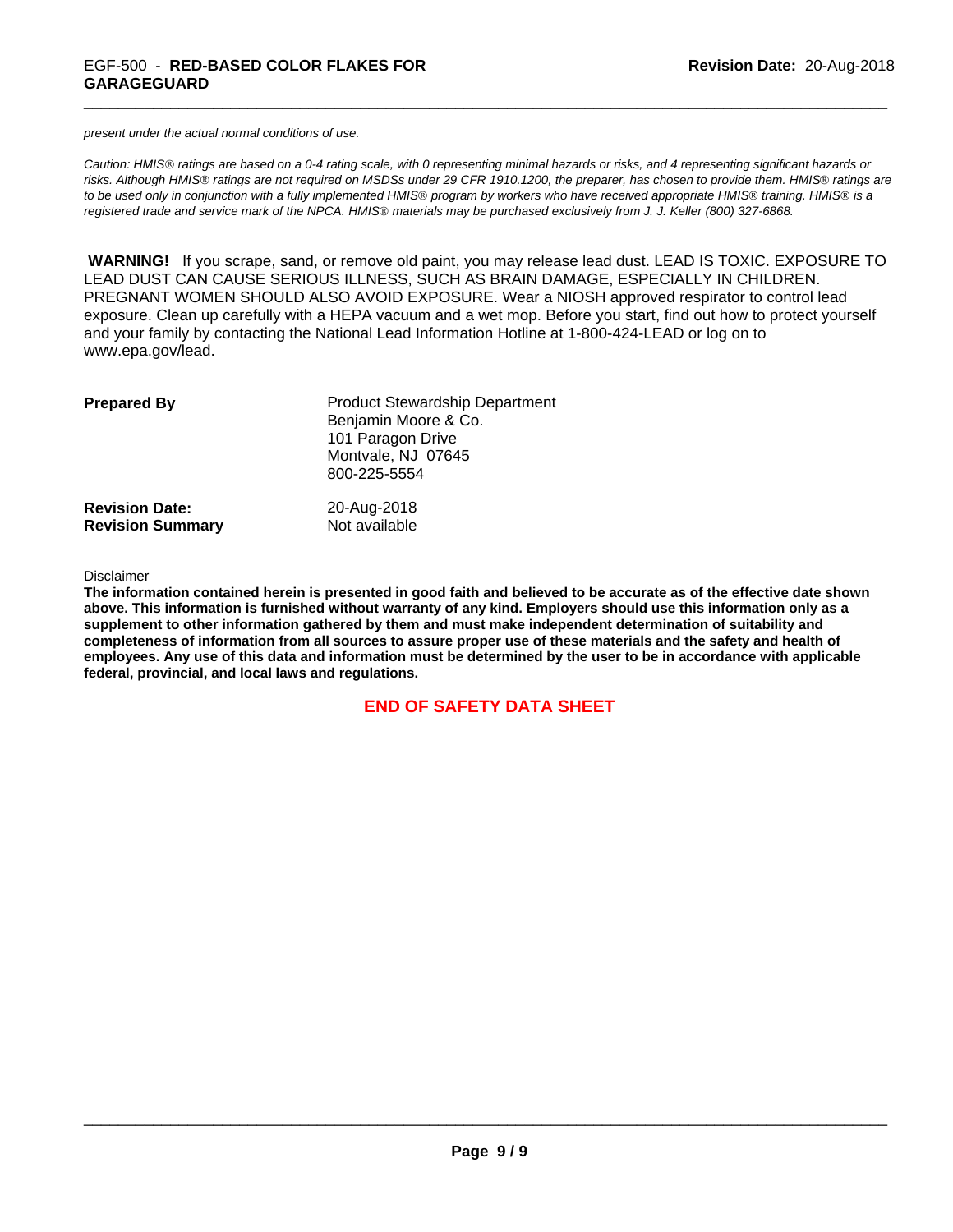*present under the actual normal conditions of use.*

*Caution: HMIS® ratings are based on a 0-4 rating scale, with 0 representing minimal hazards or risks, and 4 representing significant hazards or risks. Although HMIS® ratings are not required on MSDSs under 29 CFR 1910.1200, the preparer, has chosen to provide them. HMIS® ratings are to be used only in conjunction with a fully implemented HMIS® program by workers who have received appropriate HMIS® training. HMIS® is a registered trade and service mark of the NPCA. HMIS® materials may be purchased exclusively from J. J. Keller (800) 327-6868.*

**WARNING!** If you scrape, sand, or remove old paint, you may release lead dust. LEAD IS TOXIC. EXPOSURE TO LEAD DUST CAN CAUSE SERIOUS ILLNESS, SUCH AS BRAIN DAMAGE, ESPECIALLY IN CHILDREN. PREGNANT WOMEN SHOULD ALSO AVOID EXPOSURE. Wear a NIOSH approved respirator to control lead exposure. Clean up carefully with a HEPA vacuum and a wet mop. Before you start, find out how to protect yourself and your family by contacting the National Lead Information Hotline at 1-800-424-LEAD or log on to www.epa.gov/lead.

| | |
|---|---|
| **Prepared By** | Product Stewardship Department<br>Benjamin Moore & Co.<br>101 Paragon Drive<br>Montvale, NJ 07645<br>800-225-5554 |
| **Revision Date:** | 20-Aug-2018 |
| **Revision Summary** | Not available |

Disclaimer

**The information contained herein is presented in good faith and believed to be accurate as of the effective date shown above. This information is furnished without warranty of any kind. Employers should use this information only as a supplement to other information gathered by them and must make independent determination of suitability and completeness of information from all sources to assure proper use of these materials and the safety and health of employees. Any use of this data and information must be determined by the user to be in accordance with applicable federal, provincial, and local laws and regulations.**

**END OF SAFETY DATA SHEET**